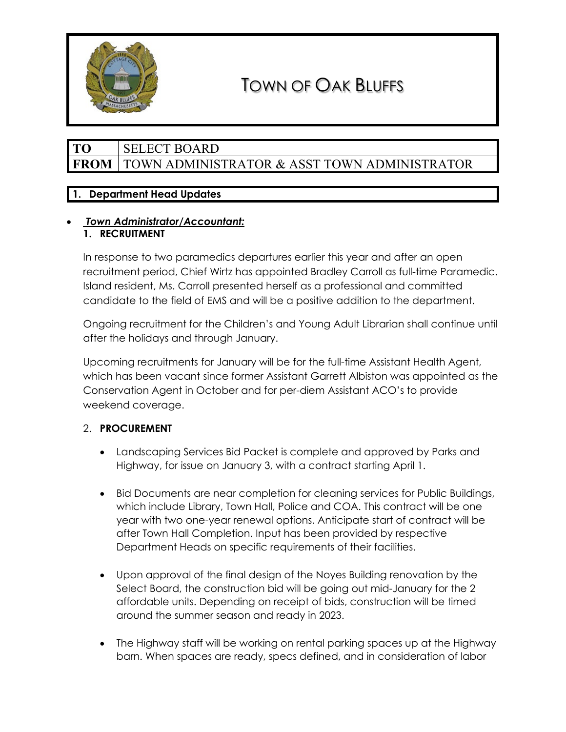# TOWN OF OAK BLUFFS

| TO | SELECT BOARD |
| --- | --- |
| FROM | TOWN ADMINISTRATOR & ASST TOWN ADMINISTRATOR |

## 1. Department Head Updates

- ***Town Administrator/Accountant:***

### 1. RECRUITMENT

In response to two paramedics departures earlier this year and after an open recruitment period, Chief Wirtz has appointed Bradley Carroll as full-time Paramedic. Island resident, Ms. Carroll presented herself as a professional and committed candidate to the field of EMS and will be a positive addition to the department.

Ongoing recruitment for the Children's and Young Adult Librarian shall continue until after the holidays and through January.

Upcoming recruitments for January will be for the full-time Assistant Health Agent, which has been vacant since former Assistant Garrett Albiston was appointed as the Conservation Agent in October and for per-diem Assistant ACO's to provide weekend coverage.

### 2. PROCUREMENT

- Landscaping Services Bid Packet is complete and approved by Parks and Highway, for issue on January 3, with a contract starting April 1.

- Bid Documents are near completion for cleaning services for Public Buildings, which include Library, Town Hall, Police and COA. This contract will be one year with two one-year renewal options. Anticipate start of contract will be after Town Hall Completion. Input has been provided by respective Department Heads on specific requirements of their facilities.

- Upon approval of the final design of the Noyes Building renovation by the Select Board, the construction bid will be going out mid-January for the 2 affordable units. Depending on receipt of bids, construction will be timed around the summer season and ready in 2023.

- The Highway staff will be working on rental parking spaces up at the Highway barn. When spaces are ready, specs defined, and in consideration of labor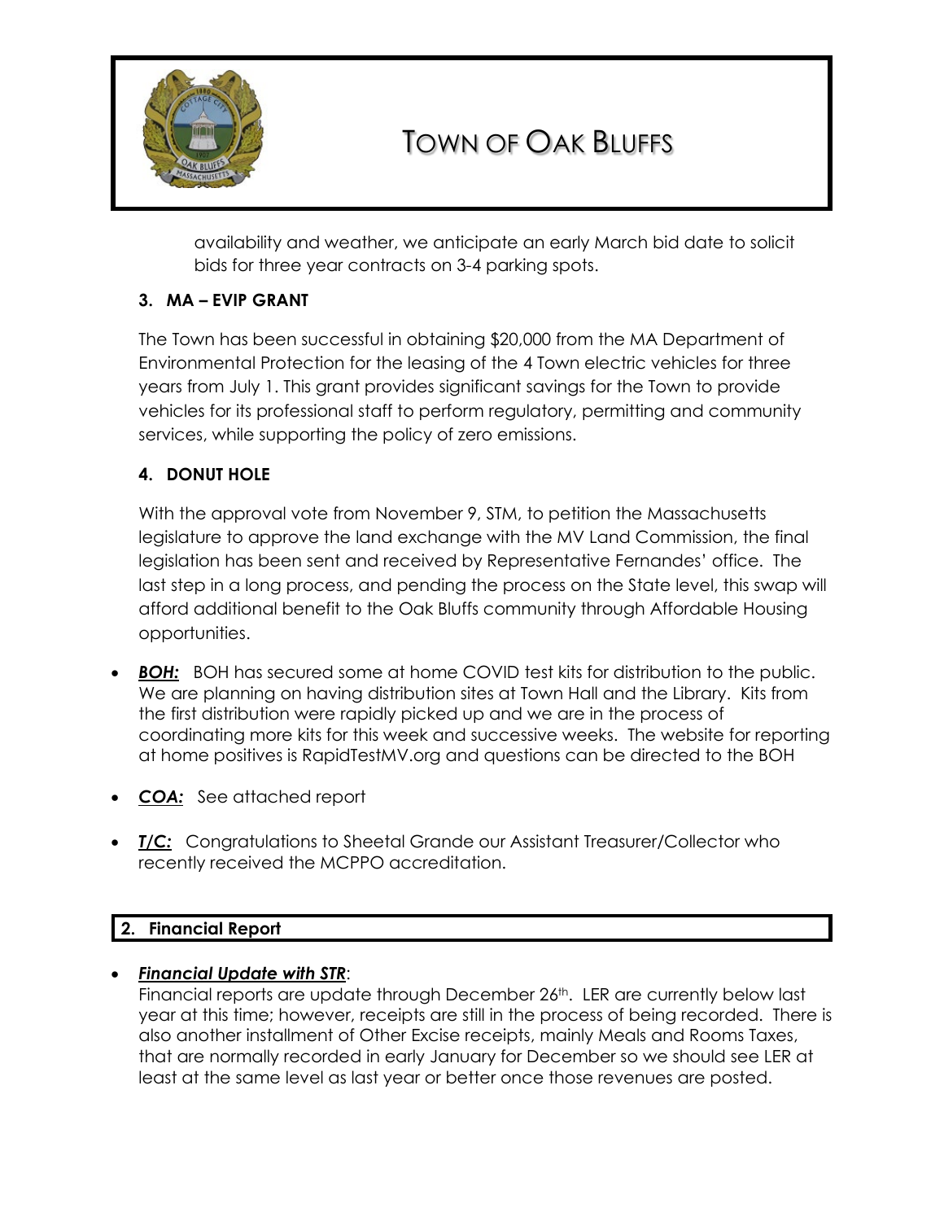availability and weather, we anticipate an early March bid date to solicit bids for three year contracts on 3-4 parking spots.

**3. MA – EVIP GRANT**

The Town has been successful in obtaining $20,000 from the MA Department of Environmental Protection for the leasing of the 4 Town electric vehicles for three years from July 1. This grant provides significant savings for the Town to provide vehicles for its professional staff to perform regulatory, permitting and community services, while supporting the policy of zero emissions.

**4. DONUT HOLE**

With the approval vote from November 9, STM, to petition the Massachusetts legislature to approve the land exchange with the MV Land Commission, the final legislation has been sent and received by Representative Fernandes' office. The last step in a long process, and pending the process on the State level, this swap will afford additional benefit to the Oak Bluffs community through Affordable Housing opportunities.

- ***BOH:*** BOH has secured some at home COVID test kits for distribution to the public. We are planning on having distribution sites at Town Hall and the Library. Kits from the first distribution were rapidly picked up and we are in the process of coordinating more kits for this week and successive weeks. The website for reporting at home positives is RapidTestMV.org and questions can be directed to the BOH
- ***COA:*** See attached report
- ***T/C:*** Congratulations to Sheetal Grande our Assistant Treasurer/Collector who recently received the MCPPO accreditation.

## 2. Financial Report

- ***Financial Update with STR***:
  Financial reports are update through December 26th. LER are currently below last year at this time; however, receipts are still in the process of being recorded. There is also another installment of Other Excise receipts, mainly Meals and Rooms Taxes, that are normally recorded in early January for December so we should see LER at least at the same level as last year or better once those revenues are posted.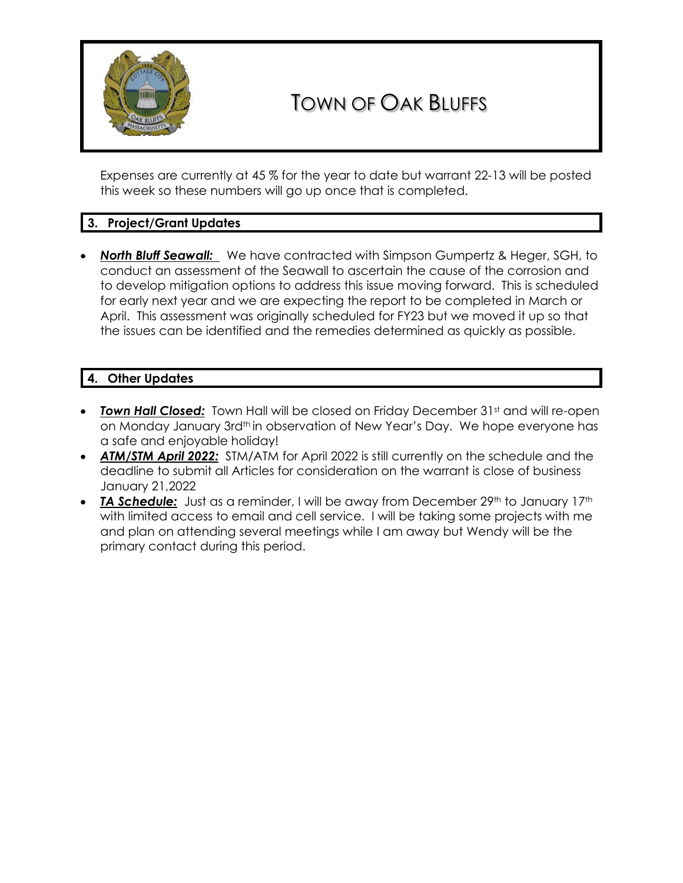Expenses are currently at 45 % for the year to date but warrant 22-13 will be posted this week so these numbers will go up once that is completed.

## 3. Project/Grant Updates

- ***North Bluff Seawall:*** We have contracted with Simpson Gumpertz & Heger, SGH, to conduct an assessment of the Seawall to ascertain the cause of the corrosion and to develop mitigation options to address this issue moving forward. This is scheduled for early next year and we are expecting the report to be completed in March or April. This assessment was originally scheduled for FY23 but we moved it up so that the issues can be identified and the remedies determined as quickly as possible.

## 4. Other Updates

- ***Town Hall Closed:*** Town Hall will be closed on Friday December 31st and will re-open on Monday January 3rd in observation of New Year's Day. We hope everyone has a safe and enjoyable holiday!
- ***ATM/STM April 2022:*** STM/ATM for April 2022 is still currently on the schedule and the deadline to submit all Articles for consideration on the warrant is close of business January 21,2022
- ***TA Schedule:*** Just as a reminder, I will be away from December 29th to January 17th with limited access to email and cell service. I will be taking some projects with me and plan on attending several meetings while I am away but Wendy will be the primary contact during this period.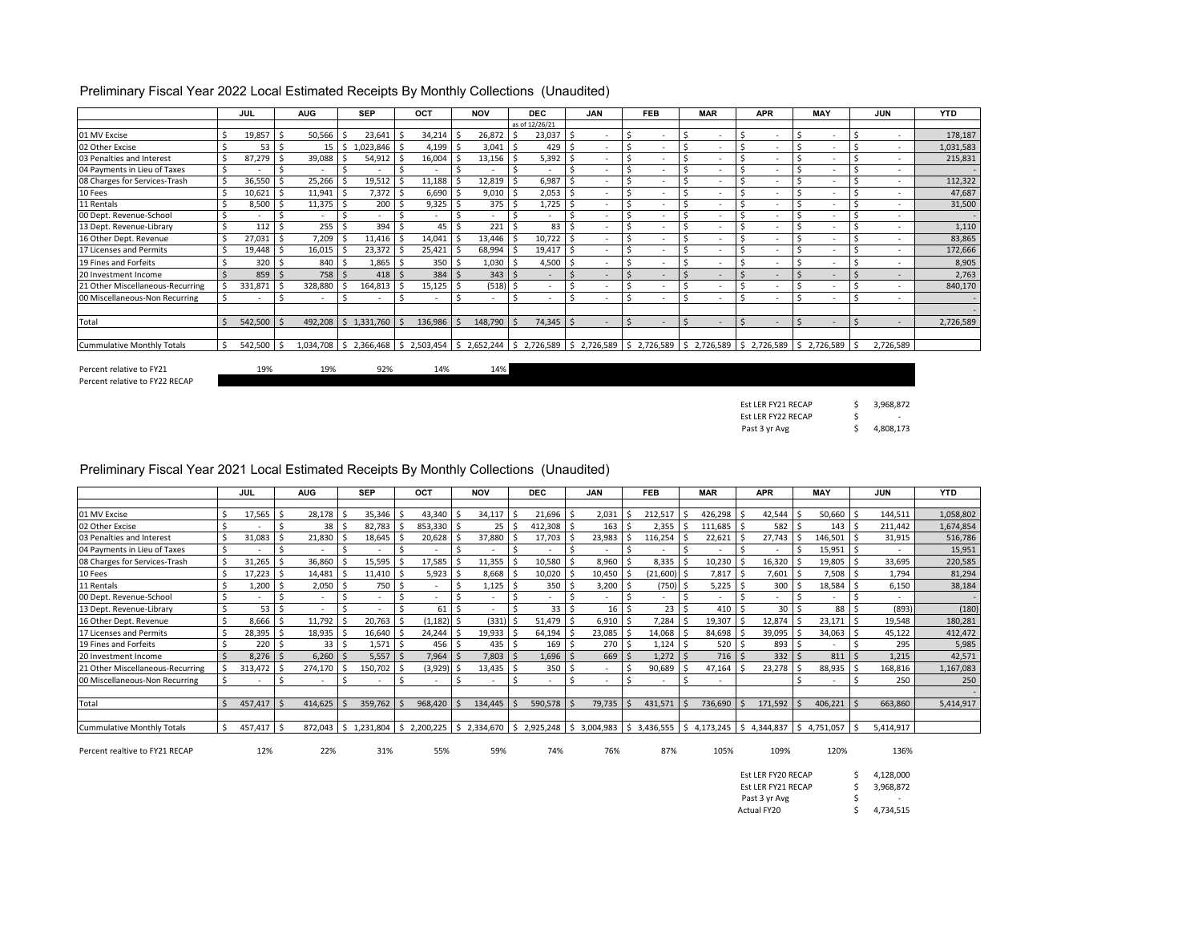## Preliminary Fiscal Year 2022 Local Estimated Receipts By Monthly Collections (Unaudited)

| | JUL | AUG | SEP | OCT | NOV | DEC | JAN | FEB | MAR | APR | MAY | JUN | YTD |
|---|---|---|---|---|---|---|---|---|---|---|---|---|---|
| | | | | | | as of 12/26/21 | | | | | | | |
| 01 MV Excise | $ 19,857 | $ 50,566 | $ 23,641 | $ 34,214 | $ 26,872 | $ 23,037 | $ - | $ - | $ - | $ - | $ - | $ - | 178,187 |
| 02 Other Excise | $ 53 | $ 15 | $ 1,023,846 | $ 4,199 | $ 3,041 | $ 429 | $ - | $ - | $ - | $ - | $ - | $ - | 1,031,583 |
| 03 Penalties and Interest | $ 87,279 | $ 39,088 | $ 54,912 | $ 16,004 | $ 13,156 | $ 5,392 | $ - | $ - | $ - | $ - | $ - | $ - | 215,831 |
| 04 Payments in Lieu of Taxes | $ - | $ - | $ - | $ - | $ - | $ - | $ - | $ - | $ - | $ - | $ - | $ - | - |
| 08 Charges for Services-Trash | $ 36,550 | $ 25,266 | $ 19,512 | $ 11,188 | $ 12,819 | $ 6,987 | $ - | $ - | $ - | $ - | $ - | $ - | 112,322 |
| 10 Fees | $ 10,621 | $ 11,941 | $ 7,372 | $ 6,690 | $ 9,010 | $ 2,053 | $ - | $ - | $ - | $ - | $ - | $ - | 47,687 |
| 11 Rentals | $ 8,500 | $ 11,375 | $ 200 | $ 9,325 | $ 375 | $ 1,725 | $ - | $ - | $ - | $ - | $ - | $ - | 31,500 |
| 00 Dept. Revenue-School | $ - | $ - | $ - | $ - | $ - | $ - | $ - | $ - | $ - | $ - | $ - | $ - | - |
| 13 Dept. Revenue-Library | $ 112 | $ 255 | $ 394 | $ 45 | $ 221 | $ 83 | $ - | $ - | $ - | $ - | $ - | $ - | 1,110 |
| 16 Other Dept. Revenue | $ 27,031 | $ 7,209 | $ 11,416 | $ 14,041 | $ 13,446 | $ 10,722 | $ - | $ - | $ - | $ - | $ - | $ - | 83,865 |
| 17 Licenses and Permits | $ 19,448 | $ 16,015 | $ 23,372 | $ 25,421 | $ 68,994 | $ 19,417 | $ - | $ - | $ - | $ - | $ - | $ - | 172,666 |
| 19 Fines and Forfeits | $ 320 | $ 840 | $ 1,865 | $ 350 | $ 1,030 | $ 4,500 | $ - | $ - | $ - | $ - | $ - | $ - | 8,905 |
| 20 Investment Income | $ 859 | $ 758 | $ 418 | $ 384 | $ 343 | $ - | $ - | $ - | $ - | $ - | $ - | $ - | 2,763 |
| 21 Other Miscellaneous-Recurring | $ 331,871 | $ 328,880 | $ 164,813 | $ 15,125 | $ (518) | $ - | $ - | $ - | $ - | $ - | $ - | $ - | 840,170 |
| 00 Miscellaneous-Non Recurring | $ - | $ - | $ - | $ - | $ - | $ - | $ - | $ - | $ - | $ - | $ - | $ - | - |
| | | | | | | | | | | | | | - |
| Total | $ 542,500 | $ 492,208 | $ 1,331,760 | $ 136,986 | $ 148,790 | $ 74,345 | $ - | $ - | $ - | $ - | $ - | $ - | 2,726,589 |
| Cummulative Monthly Totals | $ 542,500 | $ 1,034,708 | $ 2,366,468 | $ 2,503,454 | $ 2,652,244 | $ 2,726,589 | $ 2,726,589 | $ 2,726,589 | $ 2,726,589 | $ 2,726,589 | $ 2,726,589 | $ 2,726,589 | |
| Percent relative to FY21 | 19% | 19% | 92% | 14% | 14% | | | | | | | | |
| Percent relative to FY22 RECAP | | | | | | | | | | | | | |

| | |
|---|---|
| Est LER FY21 RECAP | $ 3,968,872 |
| Est LER FY22 RECAP | $ - |
| Past 3 yr Avg | $ 4,808,173 |

## Preliminary Fiscal Year 2021 Local Estimated Receipts By Monthly Collections (Unaudited)

| | JUL | AUG | SEP | OCT | NOV | DEC | JAN | FEB | MAR | APR | MAY | JUN | YTD |
|---|---|---|---|---|---|---|---|---|---|---|---|---|---|
| 01 MV Excise | $ 17,565 | $ 28,178 | $ 35,346 | $ 43,340 | $ 34,117 | $ 21,696 | $ 2,031 | $ 212,517 | $ 426,298 | $ 42,544 | $ 50,660 | $ 144,511 | 1,058,802 |
| 02 Other Excise | $ - | $ 38 | $ 82,783 | $ 853,330 | $ 25 | $ 412,308 | $ 163 | $ 2,355 | $ 111,685 | $ 582 | $ 143 | $ 211,442 | 1,674,854 |
| 03 Penalties and Interest | $ 31,083 | $ 21,830 | $ 18,645 | $ 20,628 | $ 37,880 | $ 17,703 | $ 23,983 | $ 116,254 | $ 22,621 | $ 27,743 | $ 146,501 | $ 31,915 | 516,786 |
| 04 Payments in Lieu of Taxes | $ - | $ - | $ - | $ - | $ - | $ - | $ - | $ - | $ - | $ - | $ 15,951 | $ - | 15,951 |
| 08 Charges for Services-Trash | $ 31,265 | $ 36,860 | $ 15,595 | $ 17,585 | $ 11,355 | $ 10,580 | $ 8,960 | $ 8,335 | $ 10,230 | $ 16,320 | $ 19,805 | $ 33,695 | 220,585 |
| 10 Fees | $ 17,223 | $ 14,481 | $ 11,410 | $ 5,923 | $ 8,668 | $ 10,020 | $ 10,450 | $ (21,600) | $ 7,817 | $ 7,601 | $ 7,508 | $ 1,794 | 81,294 |
| 11 Rentals | $ 1,200 | $ 2,050 | $ 750 | $ - | $ 1,125 | $ 350 | $ 3,200 | $ (750) | $ 5,225 | $ 300 | $ 18,584 | $ 6,150 | 38,184 |
| 00 Dept. Revenue-School | $ - | $ - | $ - | $ - | $ - | $ - | $ - | $ - | $ - | $ - | $ - | $ - | - |
| 13 Dept. Revenue-Library | $ 53 | $ - | $ - | $ 61 | $ - | $ 33 | $ 16 | $ 23 | $ 410 | $ 30 | $ 88 | $ (893) | (180) |
| 16 Other Dept. Revenue | $ 8,666 | $ 11,792 | $ 20,763 | $ (1,182) | $ (331) | $ 51,479 | $ 6,910 | $ 7,284 | $ 19,307 | $ 12,874 | $ 23,171 | $ 19,548 | 180,281 |
| 17 Licenses and Permits | $ 28,395 | $ 18,935 | $ 16,640 | $ 24,244 | $ 19,933 | $ 64,194 | $ 23,085 | $ 14,068 | $ 84,698 | $ 39,095 | $ 34,063 | $ 45,122 | 412,472 |
| 19 Fines and Forfeits | $ 220 | $ 33 | $ 1,571 | $ 456 | $ 435 | $ 169 | $ 270 | $ 1,124 | $ 520 | $ 893 | $ - | $ 295 | 5,985 |
| 20 Investment Income | $ 8,276 | $ 6,260 | $ 5,557 | $ 7,964 | $ 7,803 | $ 1,696 | $ 669 | $ 1,272 | $ 716 | $ 332 | $ 811 | $ 1,215 | 42,571 |
| 21 Other Miscellaneous-Recurring | $ 313,472 | $ 274,170 | $ 150,702 | $ (3,929) | $ 13,435 | $ 350 | $ - | $ 90,689 | $ 47,164 | $ 23,278 | $ 88,935 | $ 168,816 | 1,167,083 |
| 00 Miscellaneous-Non Recurring | $ - | $ - | $ - | $ - | $ - | $ - | $ - | $ - | $ - | | $ - | $ 250 | 250 |
| | | | | | | | | | | | | | - |
| Total | $ 457,417 | $ 414,625 | $ 359,762 | $ 968,420 | $ 134,445 | $ 590,578 | $ 79,735 | $ 431,571 | $ 736,690 | $ 171,592 | $ 406,221 | $ 663,860 | 5,414,917 |
| Cummulative Monthly Totals | $ 457,417 | $ 872,043 | $ 1,231,804 | $ 2,200,225 | $ 2,334,670 | $ 2,925,248 | $ 3,004,983 | $ 3,436,555 | $ 4,173,245 | $ 4,344,837 | $ 4,751,057 | $ 5,414,917 | |
| Percent realtive to FY21 RECAP | 12% | 22% | 31% | 55% | 59% | 74% | 76% | 87% | 105% | 109% | 120% | 136% | |

| | |
|---|---|
| Est LER FY20 RECAP | $ 4,128,000 |
| Est LER FY21 RECAP | $ 3,968,872 |
| Past 3 yr Avg | $ - |
| Actual FY20 | $ 4,734,515 |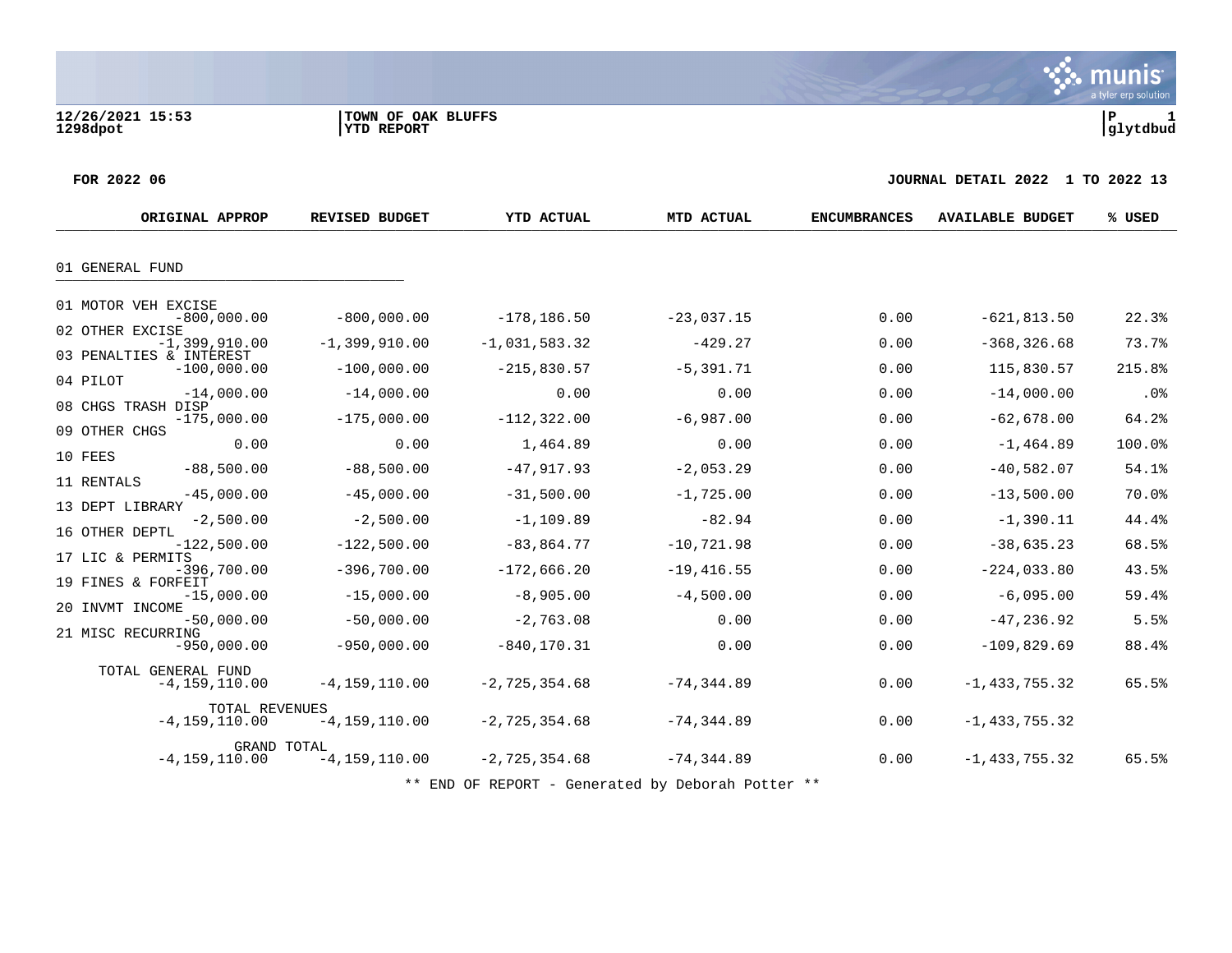12/26/2021 15:53 | TOWN OF OAK BLUFFS | P 1
1298dpot | YTD REPORT | glytdbud

**FOR 2022 06** — **JOURNAL DETAIL 2022 1 TO 2022 13**

| | ORIGINAL APPROP | REVISED BUDGET | YTD ACTUAL | MTD ACTUAL | ENCUMBRANCES | AVAILABLE BUDGET | % USED |
|---|---|---|---|---|---|---|---|
| **01 GENERAL FUND** | | | | | | | |
| 01 MOTOR VEH EXCISE | -800,000.00 | -800,000.00 | -178,186.50 | -23,037.15 | 0.00 | -621,813.50 | 22.3% |
| 02 OTHER EXCISE | -1,399,910.00 | -1,399,910.00 | -1,031,583.32 | -429.27 | 0.00 | -368,326.68 | 73.7% |
| 03 PENALTIES & INTEREST | -100,000.00 | -100,000.00 | -215,830.57 | -5,391.71 | 0.00 | 115,830.57 | 215.8% |
| 04 PILOT | -14,000.00 | -14,000.00 | 0.00 | 0.00 | 0.00 | -14,000.00 | .0% |
| 08 CHGS TRASH DISP | -175,000.00 | -175,000.00 | -112,322.00 | -6,987.00 | 0.00 | -62,678.00 | 64.2% |
| 09 OTHER CHGS | 0.00 | 0.00 | 1,464.89 | 0.00 | 0.00 | -1,464.89 | 100.0% |
| 10 FEES | -88,500.00 | -88,500.00 | -47,917.93 | -2,053.29 | 0.00 | -40,582.07 | 54.1% |
| 11 RENTALS | -45,000.00 | -45,000.00 | -31,500.00 | -1,725.00 | 0.00 | -13,500.00 | 70.0% |
| 13 DEPT LIBRARY | -2,500.00 | -2,500.00 | -1,109.89 | -82.94 | 0.00 | -1,390.11 | 44.4% |
| 16 OTHER DEPTL | -122,500.00 | -122,500.00 | -83,864.77 | -10,721.98 | 0.00 | -38,635.23 | 68.5% |
| 17 LIC & PERMITS | -396,700.00 | -396,700.00 | -172,666.20 | -19,416.55 | 0.00 | -224,033.80 | 43.5% |
| 19 FINES & FORFEIT | -15,000.00 | -15,000.00 | -8,905.00 | -4,500.00 | 0.00 | -6,095.00 | 59.4% |
| 20 INVMT INCOME | -50,000.00 | -50,000.00 | -2,763.08 | 0.00 | 0.00 | -47,236.92 | 5.5% |
| 21 MISC RECURRING | -950,000.00 | -950,000.00 | -840,170.31 | 0.00 | 0.00 | -109,829.69 | 88.4% |
| TOTAL GENERAL FUND | -4,159,110.00 | -4,159,110.00 | -2,725,354.68 | -74,344.89 | 0.00 | -1,433,755.32 | 65.5% |
| TOTAL REVENUES | -4,159,110.00 | -4,159,110.00 | -2,725,354.68 | -74,344.89 | 0.00 | -1,433,755.32 | |
| GRAND TOTAL | -4,159,110.00 | -4,159,110.00 | -2,725,354.68 | -74,344.89 | 0.00 | -1,433,755.32 | 65.5% |

** END OF REPORT - Generated by Deborah Potter **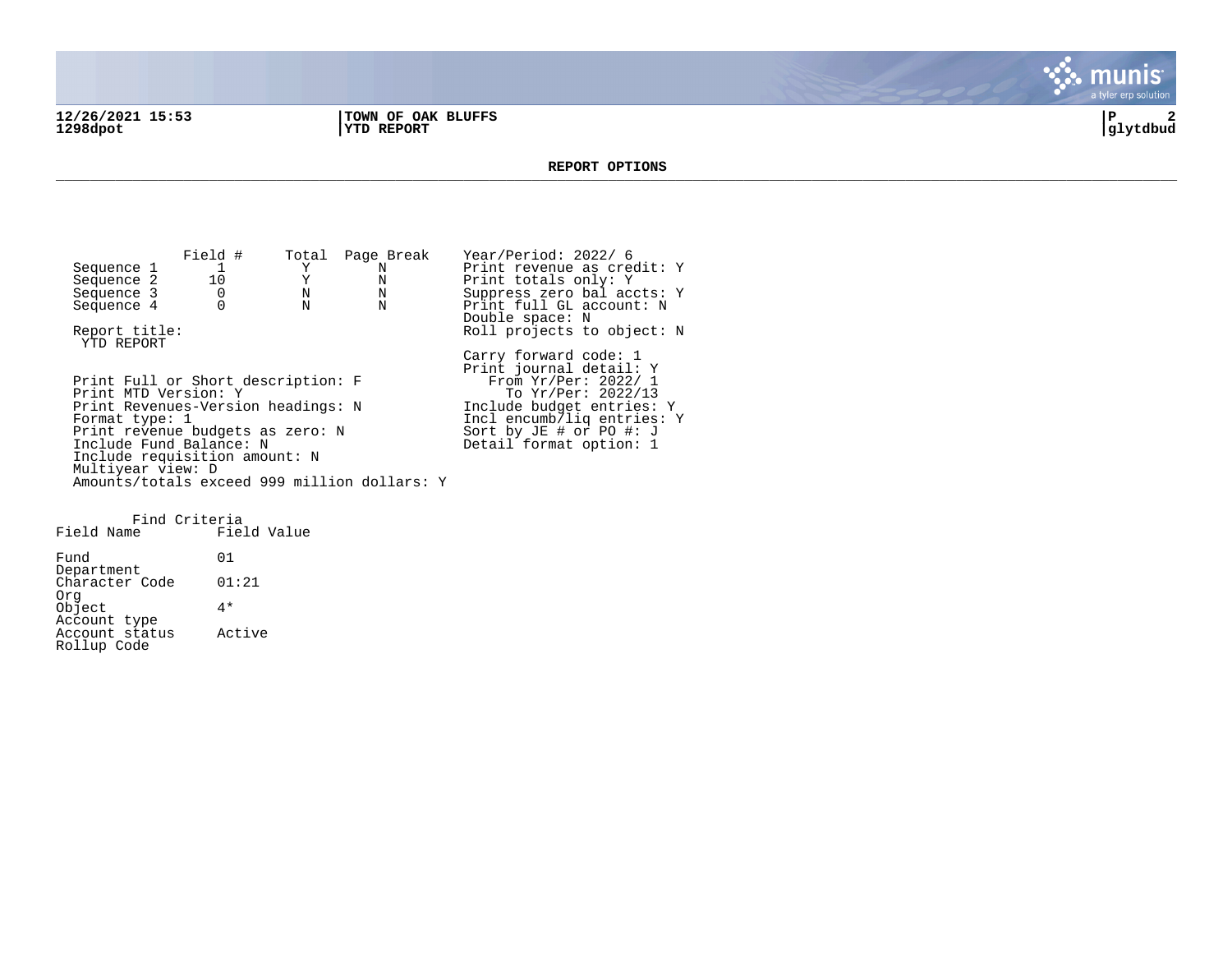12/26/2021 15:53 | TOWN OF OAK BLUFFS | P 2
1298dpot | YTD REPORT | glytdbud

## REPORT OPTIONS

| | Field # | Total | Page Break |
|---|---|---|---|
| Sequence 1 | 1 | Y | N |
| Sequence 2 | 10 | Y | N |
| Sequence 3 | 0 | N | N |
| Sequence 4 | 0 | N | N |

Report title:
YTD REPORT

Print Full or Short description: F
Print MTD Version: Y
Print Revenues-Version headings: N
Format type: 1
Print revenue budgets as zero: N
Include Fund Balance: N
Include requisition amount: N
Multiyear view: D
Amounts/totals exceed 999 million dollars: Y

Year/Period: 2022/ 6
Print revenue as credit: Y
Print totals only: Y
Suppress zero bal accts: Y
Print full GL account: N
Double space: N
Roll projects to object: N

Carry forward code: 1
Print journal detail: Y
From Yr/Per: 2022/ 1
To Yr/Per: 2022/13
Include budget entries: Y
Incl encumb/liq entries: Y
Sort by JE # or PO #: J
Detail format option: 1

Find Criteria

| Field Name | Field Value |
|---|---|
| Fund | 01 |
| Department | |
| Character Code | 01:21 |
| Org | |
| Object | 4* |
| Account type | |
| Account status | Active |
| Rollup Code | |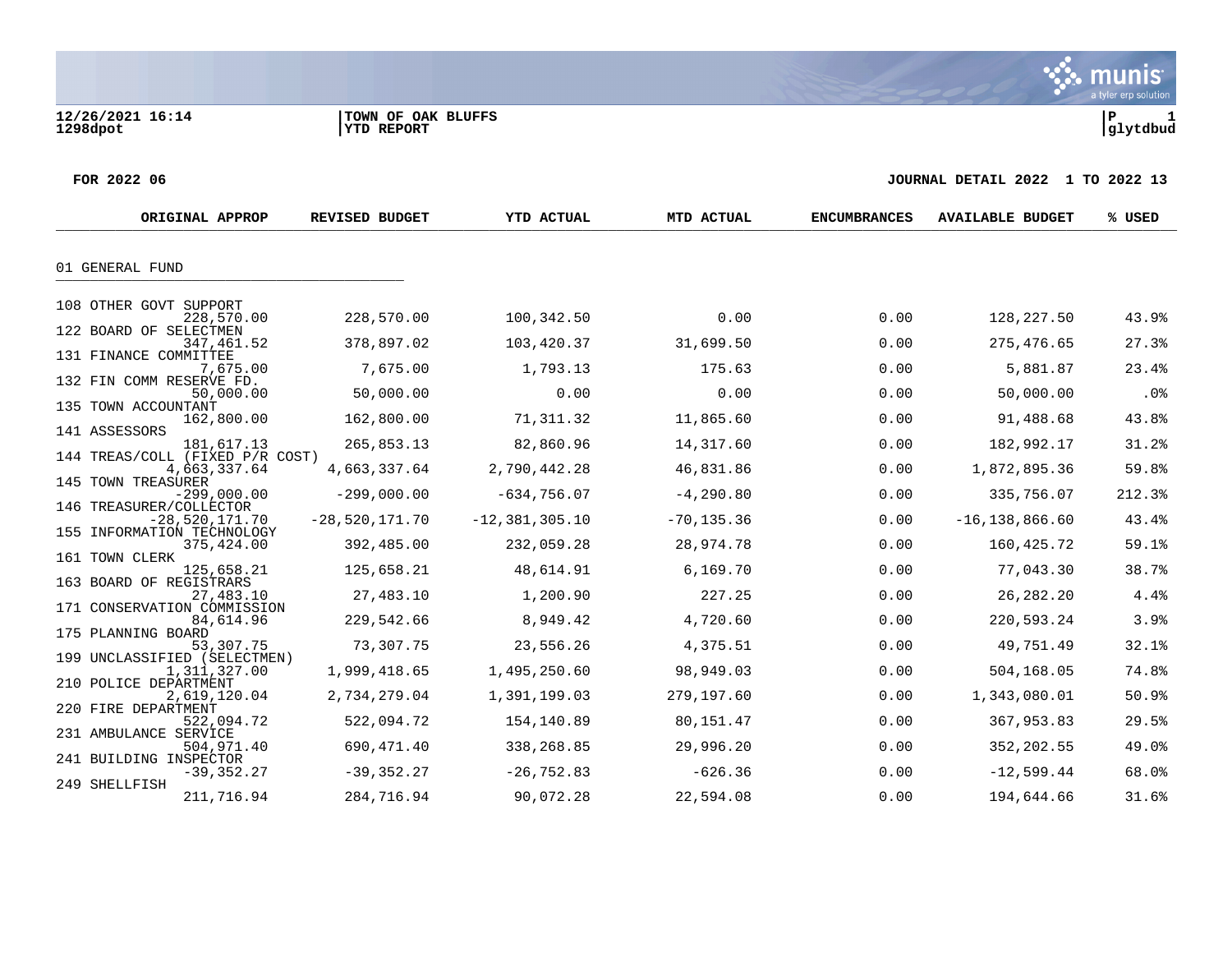12/26/2021 16:14 | TOWN OF OAK BLUFFS | P 1
1298dpot | YTD REPORT | glytdbud

FOR 2022 06 — JOURNAL DETAIL 2022 1 TO 2022 13

## 01 GENERAL FUND

| | ORIGINAL APPROP | REVISED BUDGET | YTD ACTUAL | MTD ACTUAL | ENCUMBRANCES | AVAILABLE BUDGET | % USED |
|---|---|---|---|---|---|---|---|
| 108 OTHER GOVT SUPPORT | 228,570.00 | 228,570.00 | 100,342.50 | 0.00 | 0.00 | 128,227.50 | 43.9% |
| 122 BOARD OF SELECTMEN | 347,461.52 | 378,897.02 | 103,420.37 | 31,699.50 | 0.00 | 275,476.65 | 27.3% |
| 131 FINANCE COMMITTEE | 7,675.00 | 7,675.00 | 1,793.13 | 175.63 | 0.00 | 5,881.87 | 23.4% |
| 132 FIN COMM RESERVE FD. | 50,000.00 | 50,000.00 | 0.00 | 0.00 | 0.00 | 50,000.00 | .0% |
| 135 TOWN ACCOUNTANT | 162,800.00 | 162,800.00 | 71,311.32 | 11,865.60 | 0.00 | 91,488.68 | 43.8% |
| 141 ASSESSORS | 181,617.13 | 265,853.13 | 82,860.96 | 14,317.60 | 0.00 | 182,992.17 | 31.2% |
| 144 TREAS/COLL (FIXED P/R COST) | 4,663,337.64 | 4,663,337.64 | 2,790,442.28 | 46,831.86 | 0.00 | 1,872,895.36 | 59.8% |
| 145 TOWN TREASURER | -299,000.00 | -299,000.00 | -634,756.07 | -4,290.80 | 0.00 | 335,756.07 | 212.3% |
| 146 TREASURER/COLLECTOR | -28,520,171.70 | -28,520,171.70 | -12,381,305.10 | -70,135.36 | 0.00 | -16,138,866.60 | 43.4% |
| 155 INFORMATION TECHNOLOGY | 375,424.00 | 392,485.00 | 232,059.28 | 28,974.78 | 0.00 | 160,425.72 | 59.1% |
| 161 TOWN CLERK | 125,658.21 | 125,658.21 | 48,614.91 | 6,169.70 | 0.00 | 77,043.30 | 38.7% |
| 163 BOARD OF REGISTRARS | 27,483.10 | 27,483.10 | 1,200.90 | 227.25 | 0.00 | 26,282.20 | 4.4% |
| 171 CONSERVATION COMMISSION | 84,614.96 | 229,542.66 | 8,949.42 | 4,720.60 | 0.00 | 220,593.24 | 3.9% |
| 175 PLANNING BOARD | 53,307.75 | 73,307.75 | 23,556.26 | 4,375.51 | 0.00 | 49,751.49 | 32.1% |
| 199 UNCLASSIFIED (SELECTMEN) | 1,311,327.00 | 1,999,418.65 | 1,495,250.60 | 98,949.03 | 0.00 | 504,168.05 | 74.8% |
| 210 POLICE DEPARTMENT | 2,619,120.04 | 2,734,279.04 | 1,391,199.03 | 279,197.60 | 0.00 | 1,343,080.01 | 50.9% |
| 220 FIRE DEPARTMENT | 522,094.72 | 522,094.72 | 154,140.89 | 80,151.47 | 0.00 | 367,953.83 | 29.5% |
| 231 AMBULANCE SERVICE | 504,971.40 | 690,471.40 | 338,268.85 | 29,996.20 | 0.00 | 352,202.55 | 49.0% |
| 241 BUILDING INSPECTOR | -39,352.27 | -39,352.27 | -26,752.83 | -626.36 | 0.00 | -12,599.44 | 68.0% |
| 249 SHELLFISH | 211,716.94 | 284,716.94 | 90,072.28 | 22,594.08 | 0.00 | 194,644.66 | 31.6% |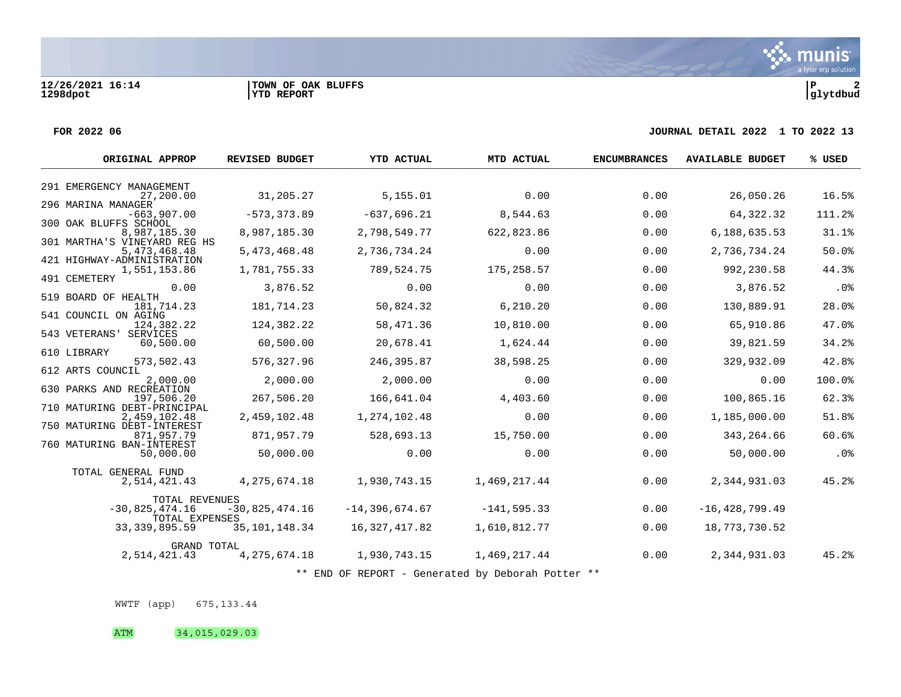12/26/2021 16:14
1298dpot

TOWN OF OAK BLUFFS
YTD REPORT

P 2
glytdbud

FOR 2022 06 JOURNAL DETAIL 2022 1 TO 2022 13

| | ORIGINAL APPROP | REVISED BUDGET | YTD ACTUAL | MTD ACTUAL | ENCUMBRANCES | AVAILABLE BUDGET | % USED |
|---|---|---|---|---|---|---|---|
| 291 EMERGENCY MANAGEMENT | 27,200.00 | 31,205.27 | 5,155.01 | 0.00 | 0.00 | 26,050.26 | 16.5% |
| 296 MARINA MANAGER | -663,907.00 | -573,373.89 | -637,696.21 | 8,544.63 | 0.00 | 64,322.32 | 111.2% |
| 300 OAK BLUFFS SCHOOL | 8,987,185.30 | 8,987,185.30 | 2,798,549.77 | 622,823.86 | 0.00 | 6,188,635.53 | 31.1% |
| 301 MARTHA'S VINEYARD REG HS | 5,473,468.48 | 5,473,468.48 | 2,736,734.24 | 0.00 | 0.00 | 2,736,734.24 | 50.0% |
| 421 HIGHWAY-ADMINISTRATION | 1,551,153.86 | 1,781,755.33 | 789,524.75 | 175,258.57 | 0.00 | 992,230.58 | 44.3% |
| 491 CEMETERY | 0.00 | 3,876.52 | 0.00 | 0.00 | 0.00 | 3,876.52 | .0% |
| 519 BOARD OF HEALTH | 181,714.23 | 181,714.23 | 50,824.32 | 6,210.20 | 0.00 | 130,889.91 | 28.0% |
| 541 COUNCIL ON AGING | 124,382.22 | 124,382.22 | 58,471.36 | 10,810.00 | 0.00 | 65,910.86 | 47.0% |
| 543 VETERANS' SERVICES | 60,500.00 | 60,500.00 | 20,678.41 | 1,624.44 | 0.00 | 39,821.59 | 34.2% |
| 610 LIBRARY | 573,502.43 | 576,327.96 | 246,395.87 | 38,598.25 | 0.00 | 329,932.09 | 42.8% |
| 612 ARTS COUNCIL | 2,000.00 | 2,000.00 | 2,000.00 | 0.00 | 0.00 | 0.00 | 100.0% |
| 630 PARKS AND RECREATION | 197,506.20 | 267,506.20 | 166,641.04 | 4,403.60 | 0.00 | 100,865.16 | 62.3% |
| 710 MATURING DEBT-PRINCIPAL | 2,459,102.48 | 2,459,102.48 | 1,274,102.48 | 0.00 | 0.00 | 1,185,000.00 | 51.8% |
| 750 MATURING DEBT-INTEREST | 871,957.79 | 871,957.79 | 528,693.13 | 15,750.00 | 0.00 | 343,264.66 | 60.6% |
| 760 MATURING BAN-INTEREST | 50,000.00 | 50,000.00 | 0.00 | 0.00 | 0.00 | 50,000.00 | .0% |
| TOTAL GENERAL FUND | 2,514,421.43 | 4,275,674.18 | 1,930,743.15 | 1,469,217.44 | 0.00 | 2,344,931.03 | 45.2% |
| TOTAL REVENUES | -30,825,474.16 | -30,825,474.16 | -14,396,674.67 | -141,595.33 | 0.00 | -16,428,799.49 | |
| TOTAL EXPENSES | 33,339,895.59 | 35,101,148.34 | 16,327,417.82 | 1,610,812.77 | 0.00 | 18,773,730.52 | |
| GRAND TOTAL | 2,514,421.43 | 4,275,674.18 | 1,930,743.15 | 1,469,217.44 | 0.00 | 2,344,931.03 | 45.2% |

** END OF REPORT - Generated by Deborah Potter **

WWTF (app) 675,133.44

ATM 34,015,029.03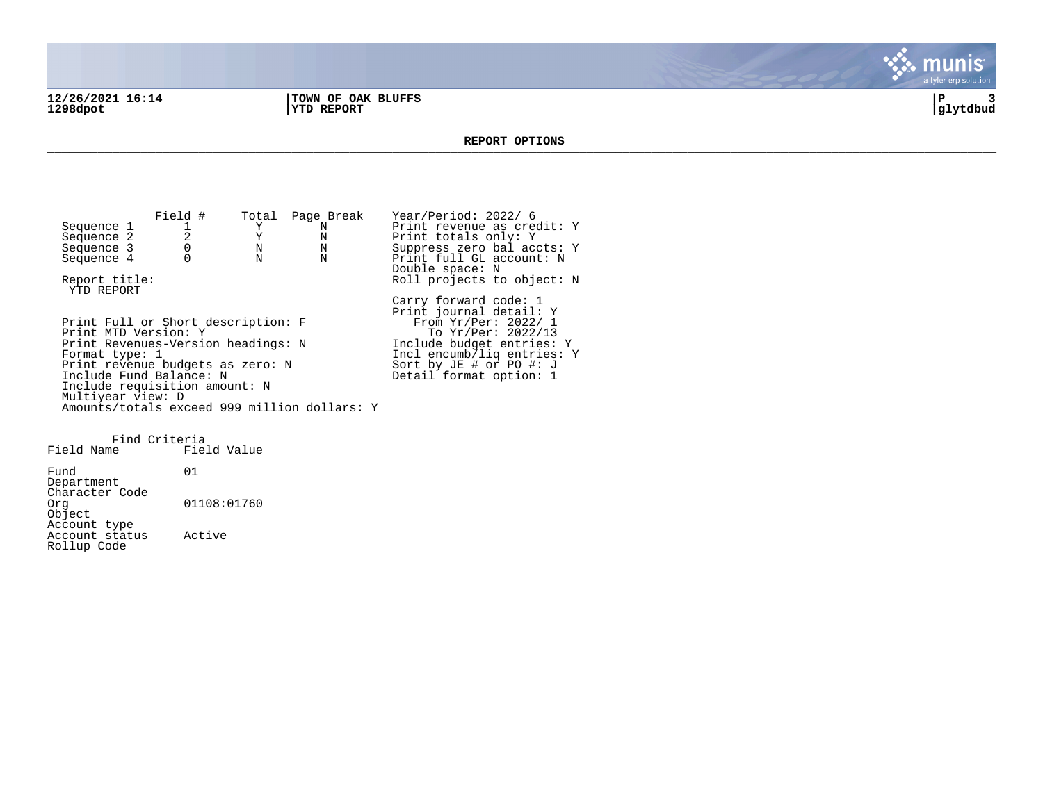12/26/2021 16:14 | TOWN OF OAK BLUFFS | P 3
1298dpot | YTD REPORT | glytdbud

## REPORT OPTIONS

| | Field # | Total | Page Break |
|---|---|---|---|
| Sequence 1 | 1 | Y | N |
| Sequence 2 | 2 | Y | N |
| Sequence 3 | 0 | N | N |
| Sequence 4 | 0 | N | N |

Report title:
YTD REPORT

Print Full or Short description: F
Print MTD Version: Y
Print Revenues-Version headings: N
Format type: 1
Print revenue budgets as zero: N
Include Fund Balance: N
Include requisition amount: N
Multiyear view: D
Amounts/totals exceed 999 million dollars: Y

Year/Period: 2022/ 6
Print revenue as credit: Y
Print totals only: Y
Suppress zero bal accts: Y
Print full GL account: N
Double space: N
Roll projects to object: N

Carry forward code: 1
Print journal detail: Y
From Yr/Per: 2022/ 1
To Yr/Per: 2022/13
Include budget entries: Y
Incl encumb/liq entries: Y
Sort by JE # or PO #: J
Detail format option: 1

Find Criteria

| Field Name | Field Value |
|---|---|
| Fund | 01 |
| Department | |
| Character Code | |
| Org | 01108:01760 |
| Object | |
| Account type | |
| Account status | Active |
| Rollup Code | |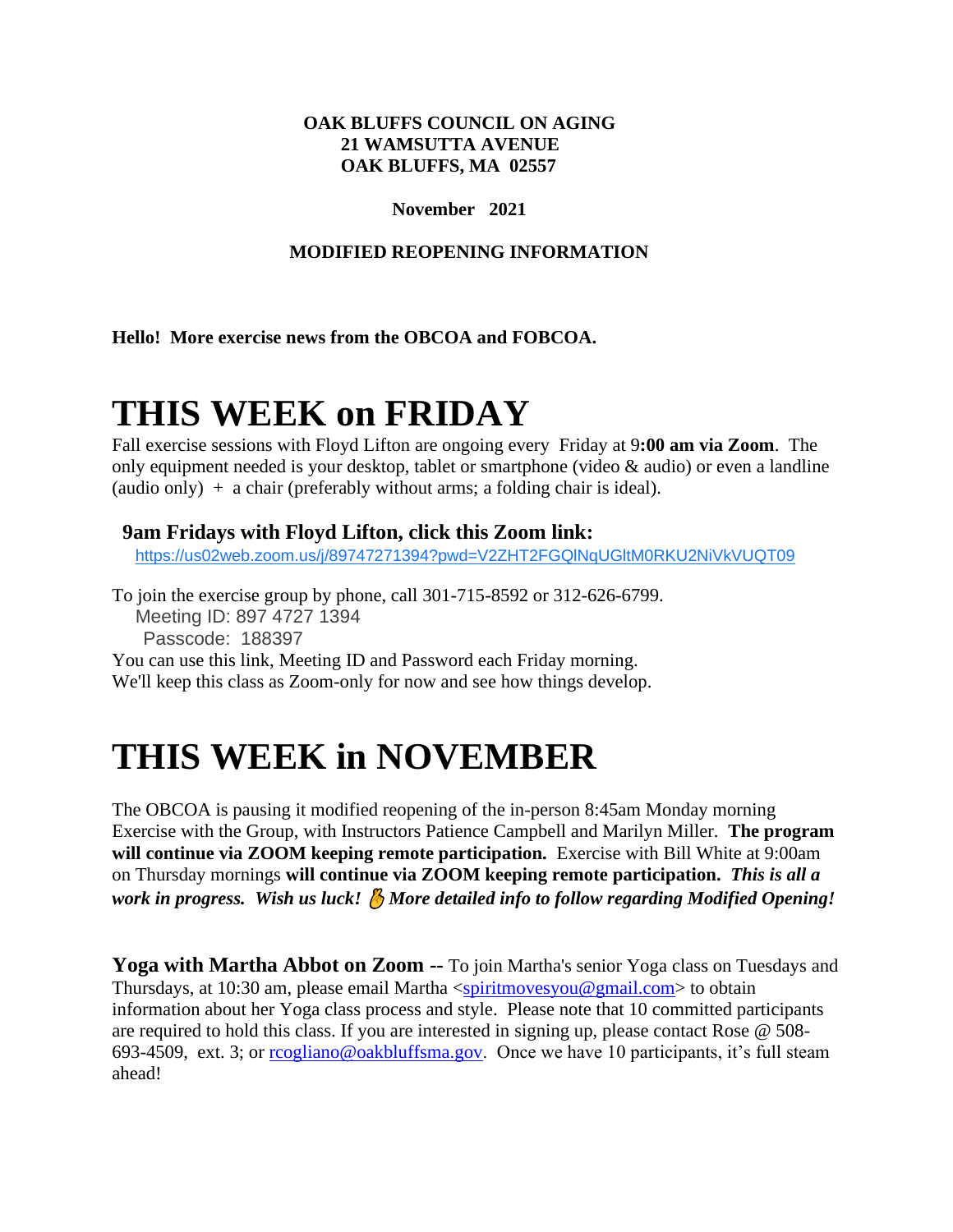**OAK BLUFFS COUNCIL ON AGING**
**21 WAMSUTTA AVENUE**
**OAK BLUFFS, MA 02557**

**November 2021**

**MODIFIED REOPENING INFORMATION**

**Hello! More exercise news from the OBCOA and FOBCOA.**

# THIS WEEK on FRIDAY

Fall exercise sessions with Floyd Lifton are ongoing every Friday at 9**:00 am via Zoom**. The only equipment needed is your desktop, tablet or smartphone (video & audio) or even a landline (audio only) + a chair (preferably without arms; a folding chair is ideal).

**9am Fridays with Floyd Lifton, click this Zoom link:**
https://us02web.zoom.us/j/89747271394?pwd=V2ZHT2FGQlNqUGltM0RKU2NiVkVUQT09

To join the exercise group by phone, call 301-715-8592 or 312-626-6799.
Meeting ID: 897 4727 1394
Passcode: 188397
You can use this link, Meeting ID and Password each Friday morning.
We'll keep this class as Zoom-only for now and see how things develop.

# THIS WEEK in NOVEMBER

The OBCOA is pausing it modified reopening of the in-person 8:45am Monday morning Exercise with the Group, with Instructors Patience Campbell and Marilyn Miller. **The program will continue via ZOOM keeping remote participation.** Exercise with Bill White at 9:00am on Thursday mornings **will continue via ZOOM keeping remote participation.** ***This is all a work in progress. Wish us luck! 🤞 More detailed info to follow regarding Modified Opening!***

**Yoga with Martha Abbot on Zoom --** To join Martha's senior Yoga class on Tuesdays and Thursdays, at 10:30 am, please email Martha <spiritmovesyou@gmail.com> to obtain information about her Yoga class process and style. Please note that 10 committed participants are required to hold this class. If you are interested in signing up, please contact Rose @ 508-693-4509, ext. 3; or rcogliano@oakbluffsma.gov. Once we have 10 participants, it's full steam ahead!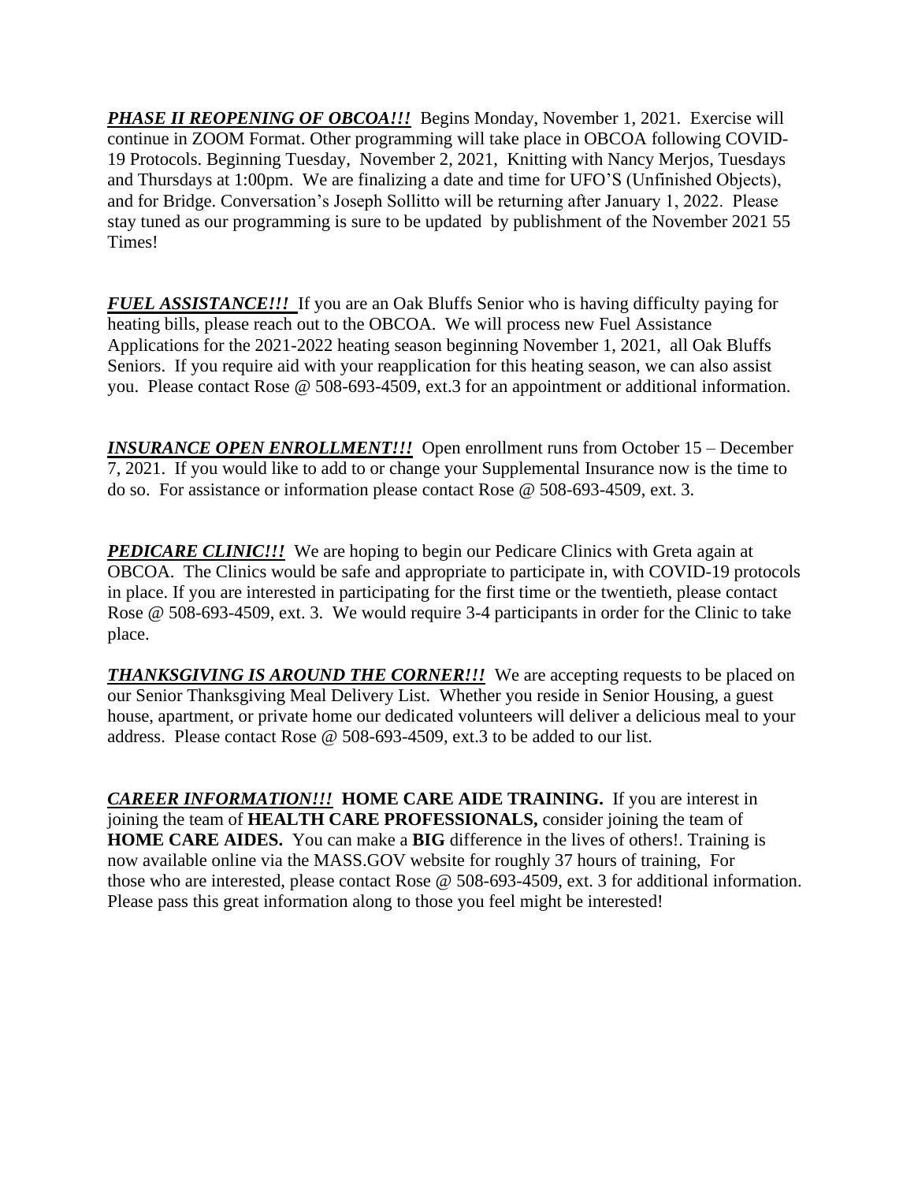***PHASE II REOPENING OF OBCOA!!!*** Begins Monday, November 1, 2021. Exercise will continue in ZOOM Format. Other programming will take place in OBCOA following COVID-19 Protocols. Beginning Tuesday, November 2, 2021, Knitting with Nancy Merjos, Tuesdays and Thursdays at 1:00pm. We are finalizing a date and time for UFO'S (Unfinished Objects), and for Bridge. Conversation's Joseph Sollitto will be returning after January 1, 2022. Please stay tuned as our programming is sure to be updated by publishment of the November 2021 55 Times!

***FUEL ASSISTANCE!!!*** If you are an Oak Bluffs Senior who is having difficulty paying for heating bills, please reach out to the OBCOA. We will process new Fuel Assistance Applications for the 2021-2022 heating season beginning November 1, 2021, all Oak Bluffs Seniors. If you require aid with your reapplication for this heating season, we can also assist you. Please contact Rose @ 508-693-4509, ext.3 for an appointment or additional information.

***INSURANCE OPEN ENROLLMENT!!!*** Open enrollment runs from October 15 – December 7, 2021. If you would like to add to or change your Supplemental Insurance now is the time to do so. For assistance or information please contact Rose @ 508-693-4509, ext. 3.

***PEDICARE CLINIC!!!*** We are hoping to begin our Pedicare Clinics with Greta again at OBCOA. The Clinics would be safe and appropriate to participate in, with COVID-19 protocols in place. If you are interested in participating for the first time or the twentieth, please contact Rose @ 508-693-4509, ext. 3. We would require 3-4 participants in order for the Clinic to take place.

***THANKSGIVING IS AROUND THE CORNER!!!*** We are accepting requests to be placed on our Senior Thanksgiving Meal Delivery List. Whether you reside in Senior Housing, a guest house, apartment, or private home our dedicated volunteers will deliver a delicious meal to your address. Please contact Rose @ 508-693-4509, ext.3 to be added to our list.

***CAREER INFORMATION!!!*** **HOME CARE AIDE TRAINING.** If you are interest in joining the team of **HEALTH CARE PROFESSIONALS,** consider joining the team of **HOME CARE AIDES.** You can make a **BIG** difference in the lives of others!. Training is now available online via the MASS.GOV website for roughly 37 hours of training, For those who are interested, please contact Rose @ 508-693-4509, ext. 3 for additional information. Please pass this great information along to those you feel might be interested!